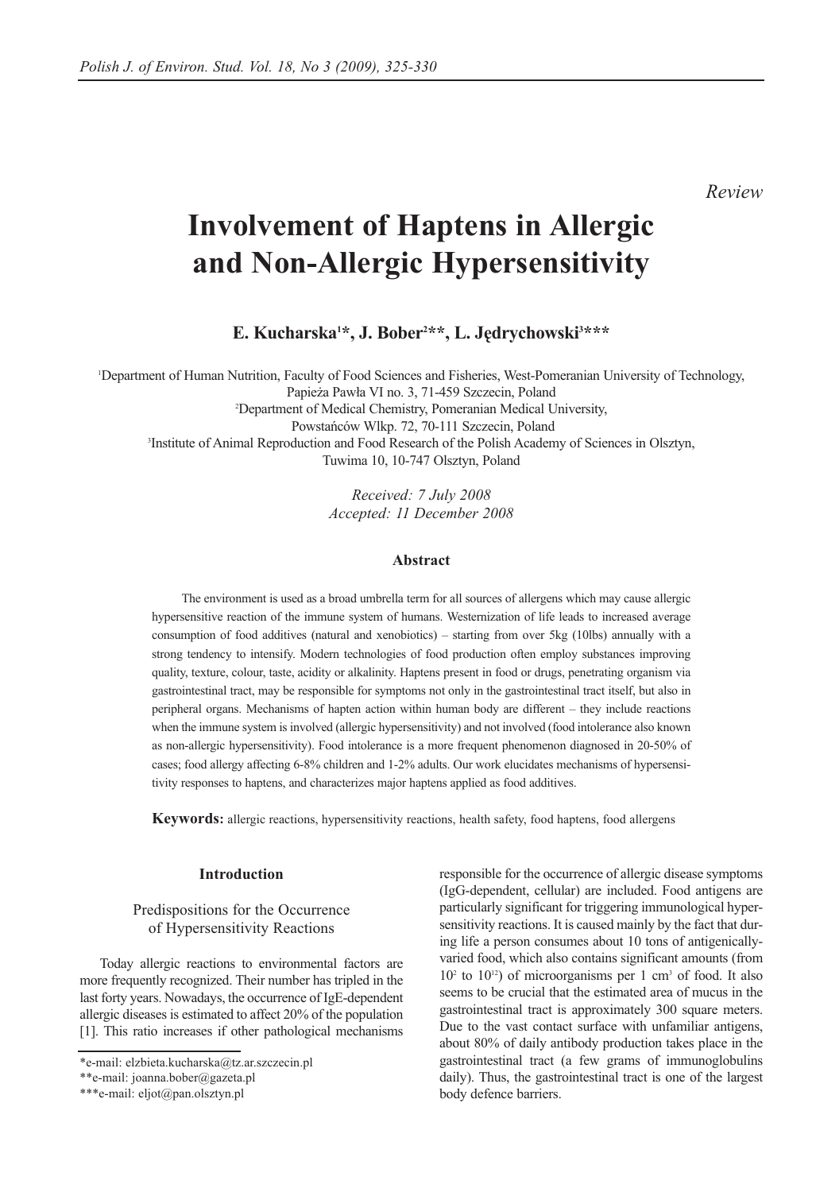*Review*

# Involvement of Haptens in Allergic and Non-Allergic Hypersensitivity

**E. Kucharska[1]\*, J. Bober[2]\*\*, L. Jędrychowski[3]\*\*\***

[1]Department of Human Nutrition, Faculty of Food Sciences and Fisheries, West-Pomeranian University of Technology, Papieża Pawła VI no. 3, 71-459 Szczecin, Poland
[2]Department of Medical Chemistry, Pomeranian Medical University, Powstańców Wlkp. 72, 70-111 Szczecin, Poland
[3]Institute of Animal Reproduction and Food Research of the Polish Academy of Sciences in Olsztyn, Tuwima 10, 10-747 Olsztyn, Poland

*Received: 7 July 2008*
*Accepted: 11 December 2008*

### Abstract

The environment is used as a broad umbrella term for all sources of allergens which may cause allergic hypersensitive reaction of the immune system of humans. Westernization of life leads to increased average consumption of food additives (natural and xenobiotics) – starting from over 5kg (10lbs) annually with a strong tendency to intensify. Modern technologies of food production often employ substances improving quality, texture, colour, taste, acidity or alkalinity. Haptens present in food or drugs, penetrating organism via gastrointestinal tract, may be responsible for symptoms not only in the gastrointestinal tract itself, but also in peripheral organs. Mechanisms of hapten action within human body are different – they include reactions when the immune system is involved (allergic hypersensitivity) and not involved (food intolerance also known as non-allergic hypersensitivity). Food intolerance is a more frequent phenomenon diagnosed in 20-50% of cases; food allergy affecting 6-8% children and 1-2% adults. Our work elucidates mechanisms of hypersensitivity responses to haptens, and characterizes major haptens applied as food additives.

**Keywords:** allergic reactions, hypersensitivity reactions, health safety, food haptens, food allergens

## Introduction

### Predispositions for the Occurrence of Hypersensitivity Reactions

Today allergic reactions to environmental factors are more frequently recognized. Their number has tripled in the last forty years. Nowadays, the occurrence of IgE-dependent allergic diseases is estimated to affect 20% of the population [1]. This ratio increases if other pathological mechanisms responsible for the occurrence of allergic disease symptoms (IgG-dependent, cellular) are included. Food antigens are particularly significant for triggering immunological hypersensitivity reactions. It is caused mainly by the fact that during life a person consumes about 10 tons of antigenically-varied food, which also contains significant amounts (from $10^2$ to $10^{12}$) of microorganisms per 1 $cm^3$ of food. It also seems to be crucial that the estimated area of mucus in the gastrointestinal tract is approximately 300 square meters. Due to the vast contact surface with unfamiliar antigens, about 80% of daily antibody production takes place in the gastrointestinal tract (a few grams of immunoglobulins daily). Thus, the gastrointestinal tract is one of the largest body defence barriers.

\*e-mail: elzbieta.kucharska@tz.ar.szczecin.pl
\*\*e-mail: joanna.bober@gazeta.pl
\*\*\*e-mail: eljot@pan.olsztyn.pl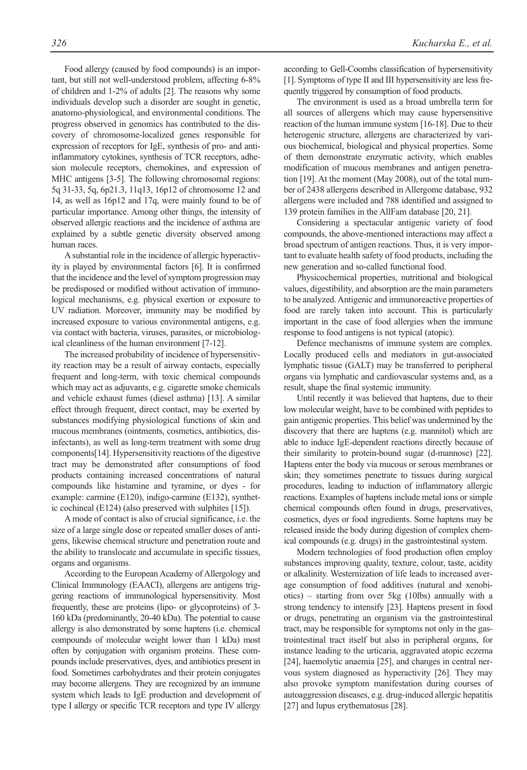Food allergy (caused by food compounds) is an important, but still not well-understood problem, affecting 6-8% of children and 1-2% of adults [2]. The reasons why some individuals develop such a disorder are sought in genetic, anatomo-physiological, and environmental conditions. The progress observed in genomics has contributed to the discovery of chromosome-localized genes responsible for expression of receptors for IgE, synthesis of pro- and anti-inflammatory cytokines, synthesis of TCR receptors, adhesion molecule receptors, chemokines, and expression of MHC antigens [3-5]. The following chromosomal regions: 5q 31-33, 5q, 6p21.3, 11q13, 16p12 of chromosome 12 and 14, as well as 16p12 and 17q, were mainly found to be of particular importance. Among other things, the intensity of observed allergic reactions and the incidence of asthma are explained by a subtle genetic diversity observed among human races.

A substantial role in the incidence of allergic hyperactivity is played by environmental factors [6]. It is confirmed that the incidence and the level of symptom progression may be predisposed or modified without activation of immunological mechanisms, e.g. physical exertion or exposure to UV radiation. Moreover, immunity may be modified by increased exposure to various environmental antigens, e.g. via contact with bacteria, viruses, parasites, or microbiological cleanliness of the human environment [7-12].

The increased probability of incidence of hypersensitivity reaction may be a result of airway contacts, especially frequent and long-term, with toxic chemical compounds which may act as adjuvants, e.g. cigarette smoke chemicals and vehicle exhaust fumes (diesel asthma) [13]. A similar effect through frequent, direct contact, may be exerted by substances modifying physiological functions of skin and mucous membranes (ointments, cosmetics, antibiotics, disinfectants), as well as long-term treatment with some drug components[14]. Hypersensitivity reactions of the digestive tract may be demonstrated after consumptions of food products containing increased concentrations of natural compounds like histamine and tyramine, or dyes - for example: carmine (E120), indigo-carmine (E132), synthetic cochineal (E124) (also preserved with sulphites [15]).

A mode of contact is also of crucial significance, i.e. the size of a large single dose or repeated smaller doses of antigens, likewise chemical structure and penetration route and the ability to translocate and accumulate in specific tissues, organs and organisms.

According to the European Academy of Allergology and Clinical Immunology (EAACI), allergens are antigens triggering reactions of immunological hypersensitivity. Most frequently, these are proteins (lipo- or glycoproteins) of 3-160 kDa (predominantly, 20-40 kDa). The potential to cause allergy is also demonstrated by some haptens (i.e. chemical compounds of molecular weight lower than 1 kDa) most often by conjugation with organism proteins. These compounds include preservatives, dyes, and antibiotics present in food. Sometimes carbohydrates and their protein conjugates may become allergens. They are recognized by an immune system which leads to IgE production and development of type I allergy or specific TCR receptors and type IV allergy according to Gell-Coombs classification of hypersensitivity [1]. Symptoms of type II and III hypersensitivity are less frequently triggered by consumption of food products.

The environment is used as a broad umbrella term for all sources of allergens which may cause hypersensitive reaction of the human immune system [16-18]. Due to their heterogenic structure, allergens are characterized by various biochemical, biological and physical properties. Some of them demonstrate enzymatic activity, which enables modification of mucous membranes and antigen penetration [19]. At the moment (May 2008), out of the total number of 2438 allergens described in Allergome database, 932 allergens were included and 788 identified and assigned to 139 protein families in the AllFam database [20, 21].

Considering a spectacular antigenic variety of food compounds, the above-mentioned interactions may affect a broad spectrum of antigen reactions. Thus, it is very important to evaluate health safety of food products, including the new generation and so-called functional food.

Physicochemical properties, nutritional and biological values, digestibility, and absorption are the main parameters to be analyzed. Antigenic and immunoreactive properties of food are rarely taken into account. This is particularly important in the case of food allergies when the immune response to food antigens is not typical (atopic).

Defence mechanisms of immune system are complex. Locally produced cells and mediators in gut-associated lymphatic tissue (GALT) may be transferred to peripheral organs via lymphatic and cardiovascular systems and, as a result, shape the final systemic immunity.

Until recently it was believed that haptens, due to their low molecular weight, have to be combined with peptides to gain antigenic properties. This belief was undermined by the discovery that there are haptens (e.g. mannitol) which are able to induce IgE-dependent reactions directly because of their similarity to protein-bound sugar (d-mannose) [22]. Haptens enter the body via mucous or serous membranes or skin; they sometimes penetrate to tissues during surgical procedures, leading to induction of inflammatory allergic reactions. Examples of haptens include metal ions or simple chemical compounds often found in drugs, preservatives, cosmetics, dyes or food ingredients. Some haptens may be released inside the body during digestion of complex chemical compounds (e.g. drugs) in the gastrointestinal system.

Modern technologies of food production often employ substances improving quality, texture, colour, taste, acidity or alkalinity. Westernization of life leads to increased average consumption of food additives (natural and xenobiotics) – starting from over 5kg (10lbs) annually with a strong tendency to intensify [23]. Haptens present in food or drugs, penetrating an organism via the gastrointestinal tract, may be responsible for symptoms not only in the gastrointestinal tract itself but also in peripheral organs, for instance leading to the urticaria, aggravated atopic eczema [24], haemolytic anaemia [25], and changes in central nervous system diagnosed as hyperactivity [26]. They may also provoke symptom manifestation during courses of autoaggression diseases, e.g. drug-induced allergic hepatitis [27] and lupus erythematosus [28].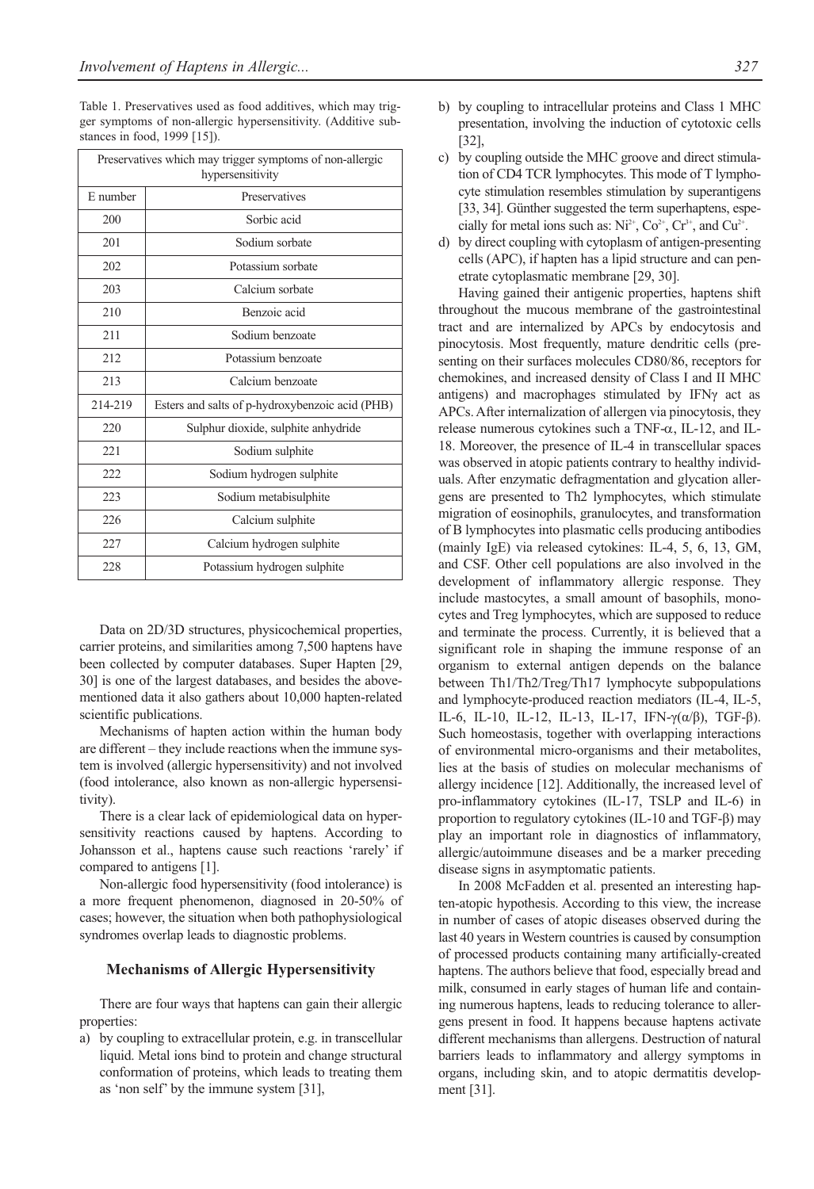Table 1. Preservatives used as food additives, which may trigger symptoms of non-allergic hypersensitivity. (Additive substances in food, 1999 [15]).

| Preservatives which may trigger symptoms of non-allergic hypersensitivity | |
|---|---|
| E number | Preservatives |
| 200 | Sorbic acid |
| 201 | Sodium sorbate |
| 202 | Potassium sorbate |
| 203 | Calcium sorbate |
| 210 | Benzoic acid |
| 211 | Sodium benzoate |
| 212 | Potassium benzoate |
| 213 | Calcium benzoate |
| 214-219 | Esters and salts of p-hydroxybenzoic acid (PHB) |
| 220 | Sulphur dioxide, sulphite anhydride |
| 221 | Sodium sulphite |
| 222 | Sodium hydrogen sulphite |
| 223 | Sodium metabisulphite |
| 226 | Calcium sulphite |
| 227 | Calcium hydrogen sulphite |
| 228 | Potassium hydrogen sulphite |

Data on 2D/3D structures, physicochemical properties, carrier proteins, and similarities among 7,500 haptens have been collected by computer databases. Super Hapten [29, 30] is one of the largest databases, and besides the above-mentioned data it also gathers about 10,000 hapten-related scientific publications.

Mechanisms of hapten action within the human body are different – they include reactions when the immune system is involved (allergic hypersensitivity) and not involved (food intolerance, also known as non-allergic hypersensitivity).

There is a clear lack of epidemiological data on hypersensitivity reactions caused by haptens. According to Johansson et al., haptens cause such reactions 'rarely' if compared to antigens [1].

Non-allergic food hypersensitivity (food intolerance) is a more frequent phenomenon, diagnosed in 20-50% of cases; however, the situation when both pathophysiological syndromes overlap leads to diagnostic problems.

## Mechanisms of Allergic Hypersensitivity

There are four ways that haptens can gain their allergic properties:

a) by coupling to extracellular protein, e.g. in transcellular liquid. Metal ions bind to protein and change structural conformation of proteins, which leads to treating them as 'non self' by the immune system [31],
b) by coupling to intracellular proteins and Class 1 MHC presentation, involving the induction of cytotoxic cells [32],
c) by coupling outside the MHC groove and direct stimulation of CD4 TCR lymphocytes. This mode of T lymphocyte stimulation resembles stimulation by superantigens [33, 34]. Günther suggested the term superhaptens, especially for metal ions such as: $Ni^{2+}$, $Co^{2+}$, $Cr^{3+}$, and $Cu^{2+}$.
d) by direct coupling with cytoplasm of antigen-presenting cells (APC), if hapten has a lipid structure and can penetrate cytoplasmatic membrane [29, 30].

Having gained their antigenic properties, haptens shift throughout the mucous membrane of the gastrointestinal tract and are internalized by APCs by endocytosis and pinocytosis. Most frequently, mature dendritic cells (presenting on their surfaces molecules CD80/86, receptors for chemokines, and increased density of Class I and II MHC antigens) and macrophages stimulated by IFNγ act as APCs. After internalization of allergen via pinocytosis, they release numerous cytokines such a TNF-α, IL-12, and IL-18. Moreover, the presence of IL-4 in transcellular spaces was observed in atopic patients contrary to healthy individuals. After enzymatic defragmentation and glycation allergens are presented to Th2 lymphocytes, which stimulate migration of eosinophils, granulocytes, and transformation of B lymphocytes into plasmatic cells producing antibodies (mainly IgE) via released cytokines: IL-4, 5, 6, 13, GM, and CSF. Other cell populations are also involved in the development of inflammatory allergic response. They include mastocytes, a small amount of basophils, monocytes and Treg lymphocytes, which are supposed to reduce and terminate the process. Currently, it is believed that a significant role in shaping the immune response of an organism to external antigen depends on the balance between Th1/Th2/Treg/Th17 lymphocyte subpopulations and lymphocyte-produced reaction mediators (IL-4, IL-5, IL-6, IL-10, IL-12, IL-13, IL-17, IFN-γ(α/β), TGF-β). Such homeostasis, together with overlapping interactions of environmental micro-organisms and their metabolites, lies at the basis of studies on molecular mechanisms of allergy incidence [12]. Additionally, the increased level of pro-inflammatory cytokines (IL-17, TSLP and IL-6) in proportion to regulatory cytokines (IL-10 and TGF-β) may play an important role in diagnostics of inflammatory, allergic/autoimmune diseases and be a marker preceding disease signs in asymptomatic patients.

In 2008 McFadden et al. presented an interesting hapten-atopic hypothesis. According to this view, the increase in number of cases of atopic diseases observed during the last 40 years in Western countries is caused by consumption of processed products containing many artificially-created haptens. The authors believe that food, especially bread and milk, consumed in early stages of human life and containing numerous haptens, leads to reducing tolerance to allergens present in food. It happens because haptens activate different mechanisms than allergens. Destruction of natural barriers leads to inflammatory and allergy symptoms in organs, including skin, and to atopic dermatitis development [31].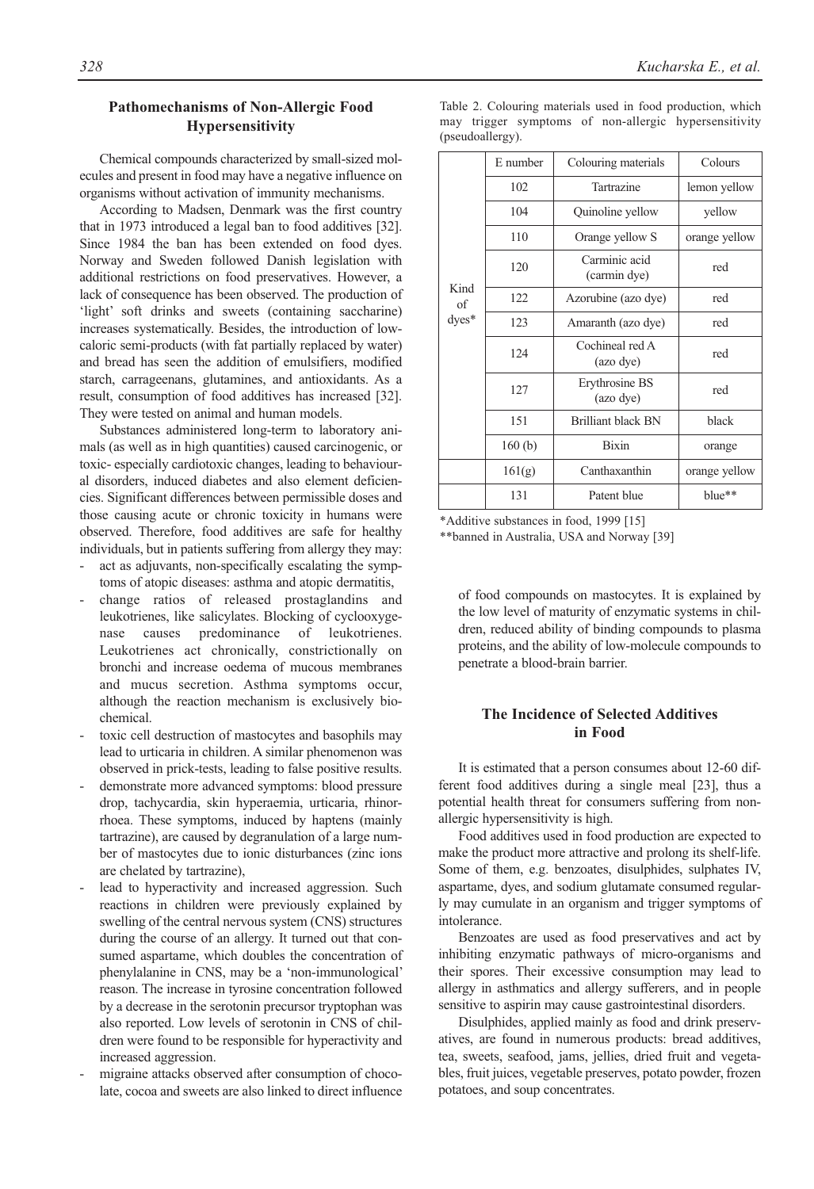## Pathomechanisms of Non-Allergic Food Hypersensitivity

Chemical compounds characterized by small-sized molecules and present in food may have a negative influence on organisms without activation of immunity mechanisms.

According to Madsen, Denmark was the first country that in 1973 introduced a legal ban to food additives [32]. Since 1984 the ban has been extended on food dyes. Norway and Sweden followed Danish legislation with additional restrictions on food preservatives. However, a lack of consequence has been observed. The production of 'light' soft drinks and sweets (containing saccharine) increases systematically. Besides, the introduction of low-caloric semi-products (with fat partially replaced by water) and bread has seen the addition of emulsifiers, modified starch, carrageenans, glutamines, and antioxidants. As a result, consumption of food additives has increased [32]. They were tested on animal and human models.

Substances administered long-term to laboratory animals (as well as in high quantities) caused carcinogenic, or toxic- especially cardiotoxic changes, leading to behavioural disorders, induced diabetes and also element deficiencies. Significant differences between permissible doses and those causing acute or chronic toxicity in humans were observed. Therefore, food additives are safe for healthy individuals, but in patients suffering from allergy they may:

- act as adjuvants, non-specifically escalating the symptoms of atopic diseases: asthma and atopic dermatitis,
- change ratios of released prostaglandins and leukotrienes, like salicylates. Blocking of cyclooxygenase causes predominance of leukotrienes. Leukotrienes act chronically, constrictionally on bronchi and increase oedema of mucous membranes and mucus secretion. Asthma symptoms occur, although the reaction mechanism is exclusively biochemical.
- toxic cell destruction of mastocytes and basophils may lead to urticaria in children. A similar phenomenon was observed in prick-tests, leading to false positive results.
- demonstrate more advanced symptoms: blood pressure drop, tachycardia, skin hyperaemia, urticaria, rhinorrhoea. These symptoms, induced by haptens (mainly tartrazine), are caused by degranulation of a large number of mastocytes due to ionic disturbances (zinc ions are chelated by tartrazine),
- lead to hyperactivity and increased aggression. Such reactions in children were previously explained by swelling of the central nervous system (CNS) structures during the course of an allergy. It turned out that consumed aspartame, which doubles the concentration of phenylalanine in CNS, may be a 'non-immunological' reason. The increase in tyrosine concentration followed by a decrease in the serotonin precursor tryptophan was also reported. Low levels of serotonin in CNS of children were found to be responsible for hyperactivity and increased aggression.
- migraine attacks observed after consumption of chocolate, cocoa and sweets are also linked to direct influence of food compounds on mastocytes. It is explained by the low level of maturity of enzymatic systems in children, reduced ability of binding compounds to plasma proteins, and the ability of low-molecule compounds to penetrate a blood-brain barrier.

Table 2. Colouring materials used in food production, which may trigger symptoms of non-allergic hypersensitivity (pseudoallergy).

| | E number | Colouring materials | Colours |
|---|---|---|---|
| Kind of dyes* | 102 | Tartrazine | lemon yellow |
| | 104 | Quinoline yellow | yellow |
| | 110 | Orange yellow S | orange yellow |
| | 120 | Carminic acid (carmin dye) | red |
| | 122 | Azorubine (azo dye) | red |
| | 123 | Amaranth (azo dye) | red |
| | 124 | Cochineal red A (azo dye) | red |
| | 127 | Erythrosine BS (azo dye) | red |
| | 151 | Brilliant black BN | black |
| | 160 (b) | Bixin | orange |
| | 161(g) | Canthaxanthin | orange yellow |
| | 131 | Patent blue | blue** |

*Additive substances in food, 1999 [15]

**banned in Australia, USA and Norway [39]

## The Incidence of Selected Additives in Food

It is estimated that a person consumes about 12-60 different food additives during a single meal [23], thus a potential health threat for consumers suffering from non-allergic hypersensitivity is high.

Food additives used in food production are expected to make the product more attractive and prolong its shelf-life. Some of them, e.g. benzoates, disulphides, sulphates IV, aspartame, dyes, and sodium glutamate consumed regularly may cumulate in an organism and trigger symptoms of intolerance.

Benzoates are used as food preservatives and act by inhibiting enzymatic pathways of micro-organisms and their spores. Their excessive consumption may lead to allergy in asthmatics and allergy sufferers, and in people sensitive to aspirin may cause gastrointestinal disorders.

Disulphides, applied mainly as food and drink preservatives, are found in numerous products: bread additives, tea, sweets, seafood, jams, jellies, dried fruit and vegetables, fruit juices, vegetable preserves, potato powder, frozen potatoes, and soup concentrates.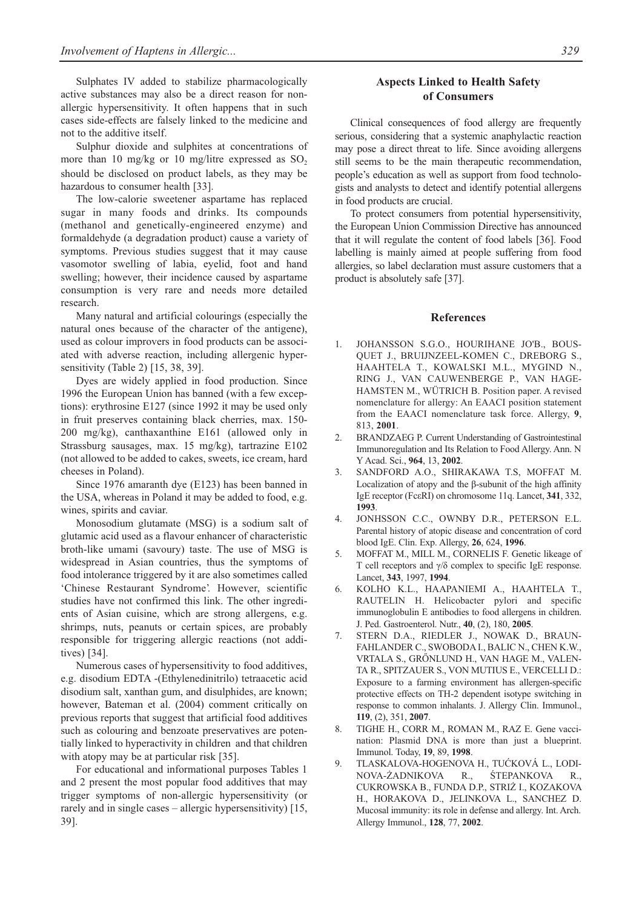Sulphates IV added to stabilize pharmacologically active substances may also be a direct reason for non-allergic hypersensitivity. It often happens that in such cases side-effects are falsely linked to the medicine and not to the additive itself.

Sulphur dioxide and sulphites at concentrations of more than 10 mg/kg or 10 mg/litre expressed as $SO_2$ should be disclosed on product labels, as they may be hazardous to consumer health [33].

The low-calorie sweetener aspartame has replaced sugar in many foods and drinks. Its compounds (methanol and genetically-engineered enzyme) and formaldehyde (a degradation product) cause a variety of symptoms. Previous studies suggest that it may cause vasomotor swelling of labia, eyelid, foot and hand swelling; however, their incidence caused by aspartame consumption is very rare and needs more detailed research.

Many natural and artificial colourings (especially the natural ones because of the character of the antigene), used as colour improvers in food products can be associated with adverse reaction, including allergenic hypersensitivity (Table 2) [15, 38, 39].

Dyes are widely applied in food production. Since 1996 the European Union has banned (with a few exceptions): erythrosine E127 (since 1992 it may be used only in fruit preserves containing black cherries, max. 150-200 mg/kg), canthaxanthine E161 (allowed only in Strassburg sausages, max. 15 mg/kg), tartrazine E102 (not allowed to be added to cakes, sweets, ice cream, hard cheeses in Poland).

Since 1976 amaranth dye (E123) has been banned in the USA, whereas in Poland it may be added to food, e.g. wines, spirits and caviar.

Monosodium glutamate (MSG) is a sodium salt of glutamic acid used as a flavour enhancer of characteristic broth-like umami (savoury) taste. The use of MSG is widespread in Asian countries, thus the symptoms of food intolerance triggered by it are also sometimes called 'Chinese Restaurant Syndrome'. However, scientific studies have not confirmed this link. The other ingredients of Asian cuisine, which are strong allergens, e.g. shrimps, nuts, peanuts or certain spices, are probably responsible for triggering allergic reactions (not additives) [34].

Numerous cases of hypersensitivity to food additives, e.g. disodium EDTA -(Ethylenedinitrilo) tetraacetic acid disodium salt, xanthan gum, and disulphides, are known; however, Bateman et al. (2004) comment critically on previous reports that suggest that artificial food additives such as colouring and benzoate preservatives are potentially linked to hyperactivity in children and that children with atopy may be at particular risk [35].

For educational and informational purposes Tables 1 and 2 present the most popular food additives that may trigger symptoms of non-allergic hypersensitivity (or rarely and in single cases – allergic hypersensitivity) [15, 39].

## Aspects Linked to Health Safety of Consumers

Clinical consequences of food allergy are frequently serious, considering that a systemic anaphylactic reaction may pose a direct threat to life. Since avoiding allergens still seems to be the main therapeutic recommendation, people's education as well as support from food technologists and analysts to detect and identify potential allergens in food products are crucial.

To protect consumers from potential hypersensitivity, the European Union Commission Directive has announced that it will regulate the content of food labels [36]. Food labelling is mainly aimed at people suffering from food allergies, so label declaration must assure customers that a product is absolutely safe [37].

## References

1. JOHANSSON S.G.O., HOURIHANE JO'B., BOUSQUET J., BRUIJNZEEL-KOMEN C., DREBORG S., HAAHTELA T., KOWALSKI M.L., MYGIND N., RING J., VAN CAUWENBERGE P., VAN HAGE-HAMSTEN M., WÜTRICH B. Position paper. A revised nomenclature for allergy: An EAACI position statement from the EAACI nomenclature task force. Allergy, **9**, 813, **2001**.
2. BRANDZAEG P. Current Understanding of Gastrointestinal Immunoregulation and Its Relation to Food Allergy. Ann. N Y Acad. Sci., **964**, 13, **2002**.
3. SANDFORD A.O., SHIRAKAWA T.S, MOFFAT M. Localization of atopy and the β-subunit of the high affinity IgE receptor (FcεRI) on chromosome 11q. Lancet, **341**, 332, **1993**.
4. JONHSSON C.C., OWNBY D.R., PETERSON E.L. Parental history of atopic disease and concentration of cord blood IgE. Clin. Exp. Allergy, **26**, 624, **1996**.
5. MOFFAT M., MILL M., CORNELIS F. Genetic likeage of T cell receptors and γ/δ complex to specific IgE response. Lancet, **343**, 1997, **1994**.
6. KOLHO K.L., HAAPANIEMI A., HAAHTELA T., RAUTELIN H. Helicobacter pylori and specific immunoglobulin E antibodies to food allergens in children. J. Ped. Gastroenterol. Nutr., **40**, (2), 180, **2005**.
7. STERN D.A., RIEDLER J., NOWAK D., BRAUN-FAHLANDER C., SWOBODA I., BALIC N., CHEN K.W., VRTALA S., GRÖNLUND H., VAN HAGE M., VALENTA R., SPITZAUER S., VON MUTIUS E., VERCELLI D.: Exposure to a farming environment has allergen-specific protective effects on TH-2 dependent isotype switching in response to common inhalants. J. Allergy Clin. Immunol., **119**, (2), 351, **2007**.
8. TIGHE H., CORR M., ROMAN M., RAZ E. Gene vaccination: Plasmid DNA is more than just a blueprint. Immunol. Today, **19**, 89, **1998**.
9. TLASKALOVA-HOGENOVA H., TUĆKOVÁ L., LODINOVA-ŻADNIKOVA R., ŚTEPANKOVA R., CUKROWSKA B., FUNDA D.P., STRIŹ I., KOZAKOVA H., HORAKOVA D., JELINKOVA L., SANCHEZ D. Mucosal immunity: its role in defense and allergy. Int. Arch. Allergy Immunol., **128**, 77, **2002**.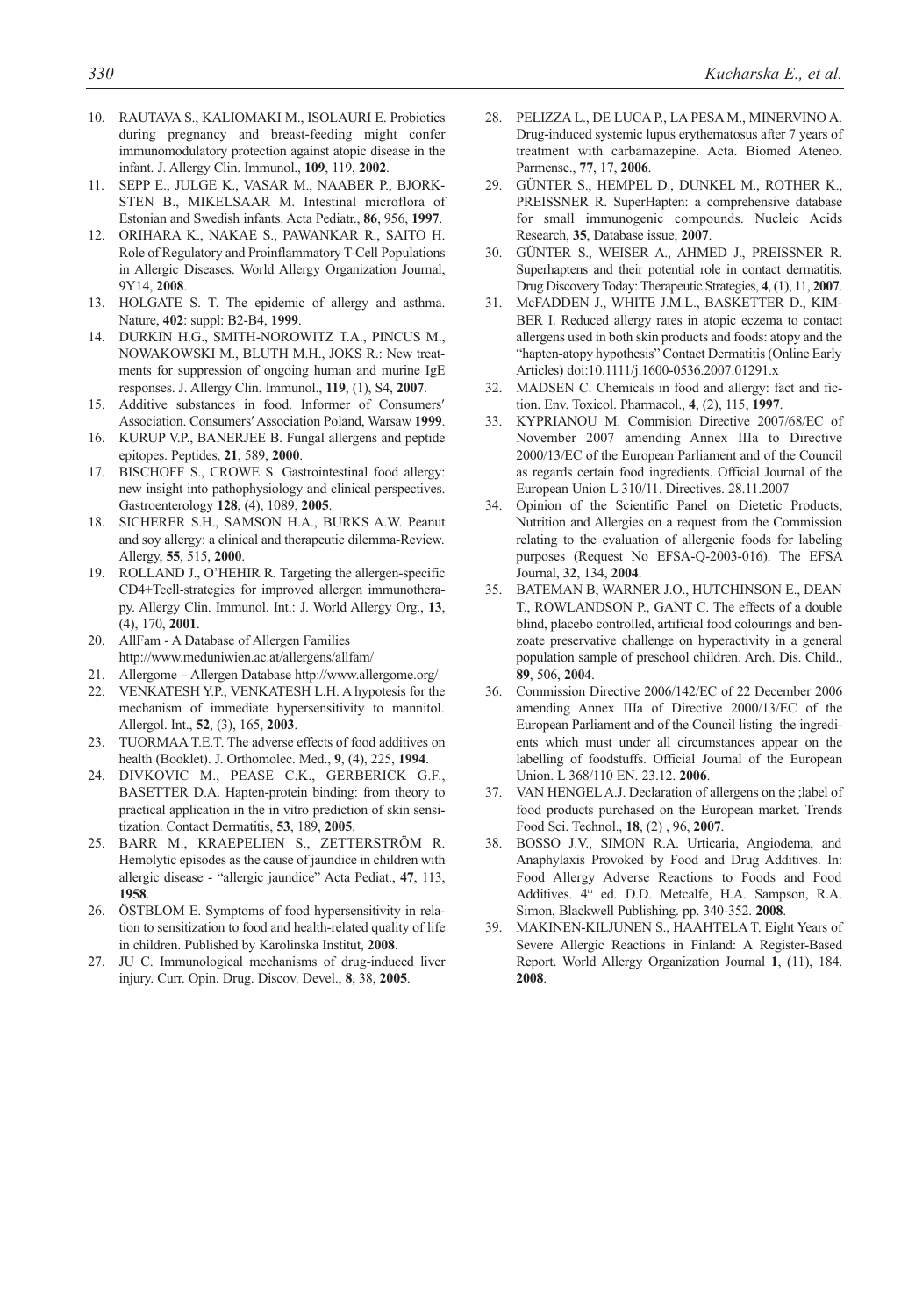10. RAUTAVA S., KALIOMAKI M., ISOLAURI E. Probiotics during pregnancy and breast-feeding might confer immunomodulatory protection against atopic disease in the infant. J. Allergy Clin. Immunol., **109**, 119, **2002**.
11. SEPP E., JULGE K., VASAR M., NAABER P., BJORKSTEN B., MIKELSAAR M. Intestinal microflora of Estonian and Swedish infants. Acta Pediatr., **86**, 956, **1997**.
12. ORIHARA K., NAKAE S., PAWANKAR R., SAITO H. Role of Regulatory and Proinflammatory T-Cell Populations in Allergic Diseases. World Allergy Organization Journal, 9Y14, **2008**.
13. HOLGATE S. T. The epidemic of allergy and asthma. Nature, **402**: suppl: B2-B4, **1999**.
14. DURKIN H.G., SMITH-NOROWITZ T.A., PINCUS M., NOWAKOWSKI M., BLUTH M.H., JOKS R.: New treatments for suppression of ongoing human and murine IgE responses. J. Allergy Clin. Immunol., **119**, (1), S4, **2007**.
15. Additive substances in food. Informer of Consumers′ Association. Consumers′ Association Poland, Warsaw **1999**.
16. KURUP V.P., BANERJEE B. Fungal allergens and peptide epitopes. Peptides, **21**, 589, **2000**.
17. BISCHOFF S., CROWE S. Gastrointestinal food allergy: new insight into pathophysiology and clinical perspectives. Gastroenterology **128**, (4), 1089, **2005**.
18. SICHERER S.H., SAMSON H.A., BURKS A.W. Peanut and soy allergy: a clinical and therapeutic dilemma-Review. Allergy, **55**, 515, **2000**.
19. ROLLAND J., O'HEHIR R. Targeting the allergen-specific CD4+Tcell-strategies for improved allergen immunotherapy. Allergy Clin. Immunol. Int.: J. World Allergy Org., **13**, (4), 170, **2001**.
20. AllFam - A Database of Allergen Families http://www.meduniwien.ac.at/allergens/allfam/
21. Allergome – Allergen Database http://www.allergome.org/
22. VENKATESH Y.P., VENKATESH L.H. A hypotesis for the mechanism of immediate hypersensitivity to mannitol. Allergol. Int., **52**, (3), 165, **2003**.
23. TUORMAA T.E.T. The adverse effects of food additives on health (Booklet). J. Orthomolec. Med., **9**, (4), 225, **1994**.
24. DIVKOVIC M., PEASE C.K., GERBERICK G.F., BASETTER D.A. Hapten-protein binding: from theory to practical application in the in vitro prediction of skin sensitization. Contact Dermatitis, **53**, 189, **2005**.
25. BARR M., KRAEPELIEN S., ZETTERSTRÖM R. Hemolytic episodes as the cause of jaundice in children with allergic disease - "allergic jaundice" Acta Pediat., **47**, 113, **1958**.
26. ÖSTBLOM E. Symptoms of food hypersensitivity in relation to sensitization to food and health-related quality of life in children. Published by Karolinska Institut, **2008**.
27. JU C. Immunological mechanisms of drug-induced liver injury. Curr. Opin. Drug. Discov. Devel., **8**, 38, **2005**.
28. PELIZZA L., DE LUCA P., LA PESA M., MINERVINO A. Drug-induced systemic lupus erythematosus after 7 years of treatment with carbamazepine. Acta. Biomed Ateneo. Parmense., **77**, 17, **2006**.
29. GÜNTER S., HEMPEL D., DUNKEL M., ROTHER K., PREISSNER R. SuperHapten: a comprehensive database for small immunogenic compounds. Nucleic Acids Research, **35**, Database issue, **2007**.
30. GÜNTER S., WEISER A., AHMED J., PREISSNER R. Superhaptens and their potential role in contact dermatitis. Drug Discovery Today: Therapeutic Strategies, **4**, (1), 11, **2007**.
31. McFADDEN J., WHITE J.M.L., BASKETTER D., KIMBER I. Reduced allergy rates in atopic eczema to contact allergens used in both skin products and foods: atopy and the "hapten-atopy hypothesis" Contact Dermatitis (Online Early Articles) doi:10.1111/j.1600-0536.2007.01291.x
32. MADSEN C. Chemicals in food and allergy: fact and fiction. Env. Toxicol. Pharmacol., **4**, (2), 115, **1997**.
33. KYPRIANOU M. Commision Directive 2007/68/EC of November 2007 amending Annex IIIa to Directive 2000/13/EC of the European Parliament and of the Council as regards certain food ingredients. Official Journal of the European Union L 310/11. Directives. 28.11.2007
34. Opinion of the Scientific Panel on Dietetic Products, Nutrition and Allergies on a request from the Commission relating to the evaluation of allergenic foods for labeling purposes (Request No EFSA-Q-2003-016). The EFSA Journal, **32**, 134, **2004**.
35. BATEMAN B, WARNER J.O., HUTCHINSON E., DEAN T., ROWLANDSON P., GANT C. The effects of a double blind, placebo controlled, artificial food colourings and benzoate preservative challenge on hyperactivity in a general population sample of preschool children. Arch. Dis. Child., **89**, 506, **2004**.
36. Commission Directive 2006/142/EC of 22 December 2006 amending Annex IIIa of Directive 2000/13/EC of the European Parliament and of the Council listing the ingredients which must under all circumstances appear on the labelling of foodstuffs. Official Journal of the European Union. L 368/110 EN. 23.12. **2006**.
37. VAN HENGEL A.J. Declaration of allergens on the ;label of food products purchased on the European market. Trends Food Sci. Technol., **18**, (2) , 96, **2007**.
38. BOSSO J.V., SIMON R.A. Urticaria, Angiodema, and Anaphylaxis Provoked by Food and Drug Additives. In: Food Allergy Adverse Reactions to Foods and Food Additives. 4th ed. D.D. Metcalfe, H.A. Sampson, R.A. Simon, Blackwell Publishing. pp. 340-352. **2008**.
39. MAKINEN-KILJUNEN S., HAAHTELA T. Eight Years of Severe Allergic Reactions in Finland: A Register-Based Report. World Allergy Organization Journal **1**, (11), 184. **2008**.